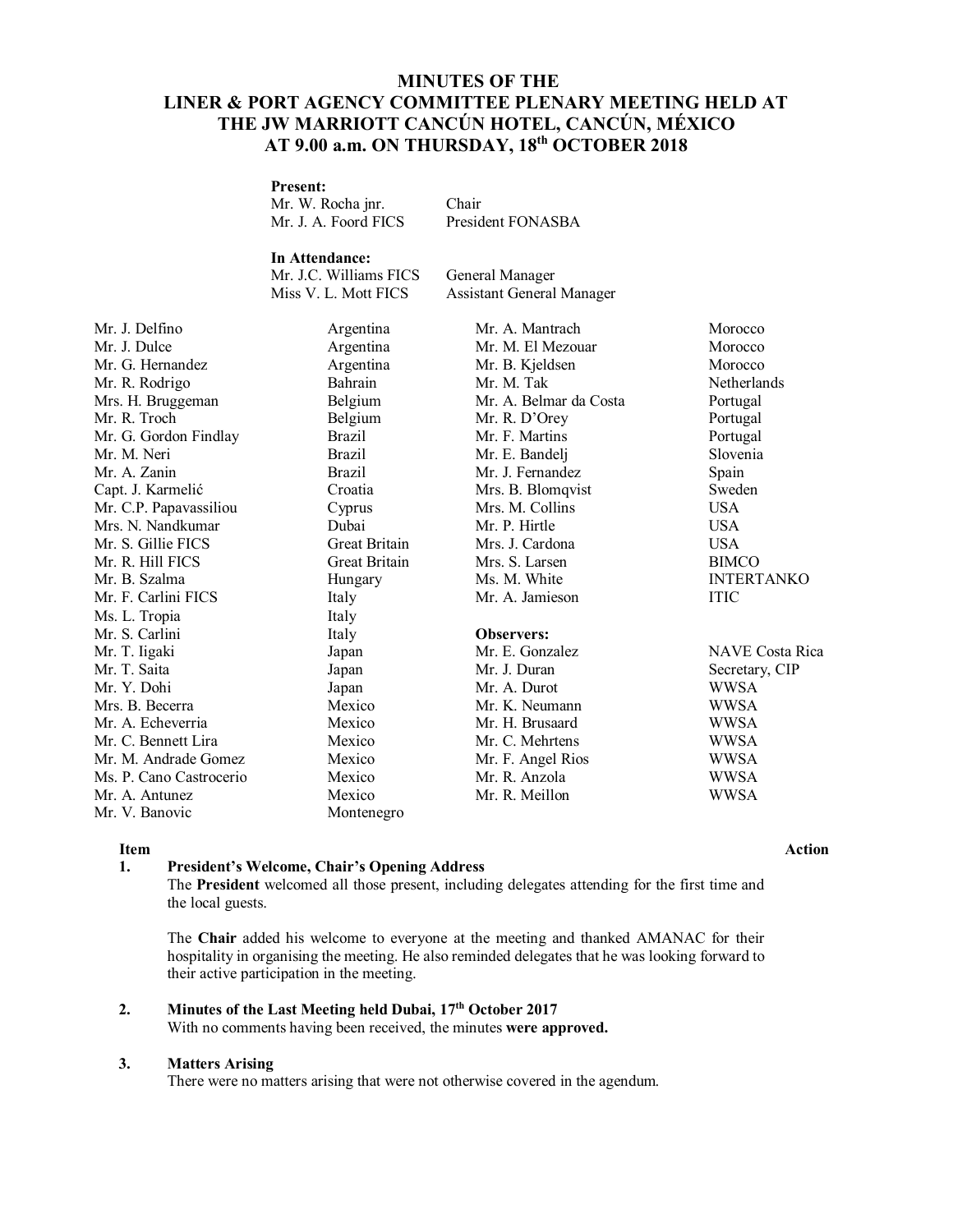# MINUTES OF THE LINER & PORT AGENCY COMMITTEE PLENARY MEETING HELD AT THE JW MARRIOTT CANCÚN HOTEL, CANCÚN, MÉXICO AT 9.00 a.m. ON THURSDAY, 18th OCTOBER 2018

**Present:**

| | |
|---|---|
| Mr. W. Rocha jnr. | Chair |
| Mr. J. A. Foord FICS | President FONASBA |

**In Attendance:**

| | |
|---|---|
| Mr. J.C. Williams FICS | General Manager |
| Miss V. L. Mott FICS | Assistant General Manager |

| | |
|---|---|
| Mr. J. Delfino | Argentina |
| Mr. J. Dulce | Argentina |
| Mr. G. Hernandez | Argentina |
| Mr. R. Rodrigo | Bahrain |
| Mrs. H. Bruggeman | Belgium |
| Mr. R. Troch | Belgium |
| Mr. G. Gordon Findlay | Brazil |
| Mr. M. Neri | Brazil |
| Mr. A. Zanin | Brazil |
| Capt. J. Karmelić | Croatia |
| Mr. C.P. Papavassiliou | Cyprus |
| Mrs. N. Nandkumar | Dubai |
| Mr. S. Gillie FICS | Great Britain |
| Mr. R. Hill FICS | Great Britain |
| Mr. B. Szalma | Hungary |
| Mr. F. Carlini FICS | Italy |
| Ms. L. Tropia | Italy |
| Mr. S. Carlini | Italy |
| Mr. T. Iigaki | Japan |
| Mr. T. Saita | Japan |
| Mr. Y. Dohi | Japan |
| Mrs. B. Becerra | Mexico |
| Mr. A. Echeverria | Mexico |
| Mr. C. Bennett Lira | Mexico |
| Mr. M. Andrade Gomez | Mexico |
| Ms. P. Cano Castrocerio | Mexico |
| Mr. A. Antunez | Mexico |
| Mr. V. Banovic | Montenegro |
| Mr. A. Mantrach | Morocco |
| Mr. M. El Mezouar | Morocco |
| Mr. B. Kjeldsen | Morocco |
| Mr. M. Tak | Netherlands |
| Mr. A. Belmar da Costa | Portugal |
| Mr. R. D'Orey | Portugal |
| Mr. F. Martins | Portugal |
| Mr. E. Bandelj | Slovenia |
| Mr. J. Fernandez | Spain |
| Mrs. B. Blomqvist | Sweden |
| Mrs. M. Collins | USA |
| Mr. P. Hirtle | USA |
| Mrs. J. Cardona | USA |
| Mrs. S. Larsen | BIMCO |
| Ms. M. White | INTERTANKO |
| Mr. A. Jamieson | ITIC |

**Observers:**

| | |
|---|---|
| Mr. E. Gonzalez | NAVE Costa Rica |
| Mr. J. Duran | Secretary, CIP |
| Mr. A. Durot | WWSA |
| Mr. K. Neumann | WWSA |
| Mr. H. Brusaard | WWSA |
| Mr. C. Mehrtens | WWSA |
| Mr. F. Angel Rios | WWSA |
| Mr. R. Anzola | WWSA |
| Mr. R. Meillon | WWSA |

**Item** **Action**

**1. President's Welcome, Chair's Opening Address**

The **President** welcomed all those present, including delegates attending for the first time and the local guests.

The **Chair** added his welcome to everyone at the meeting and thanked AMANAC for their hospitality in organising the meeting. He also reminded delegates that he was looking forward to their active participation in the meeting.

**2. Minutes of the Last Meeting held Dubai, 17th October 2017**

With no comments having been received, the minutes **were approved.**

**3. Matters Arising**

There were no matters arising that were not otherwise covered in the agendum.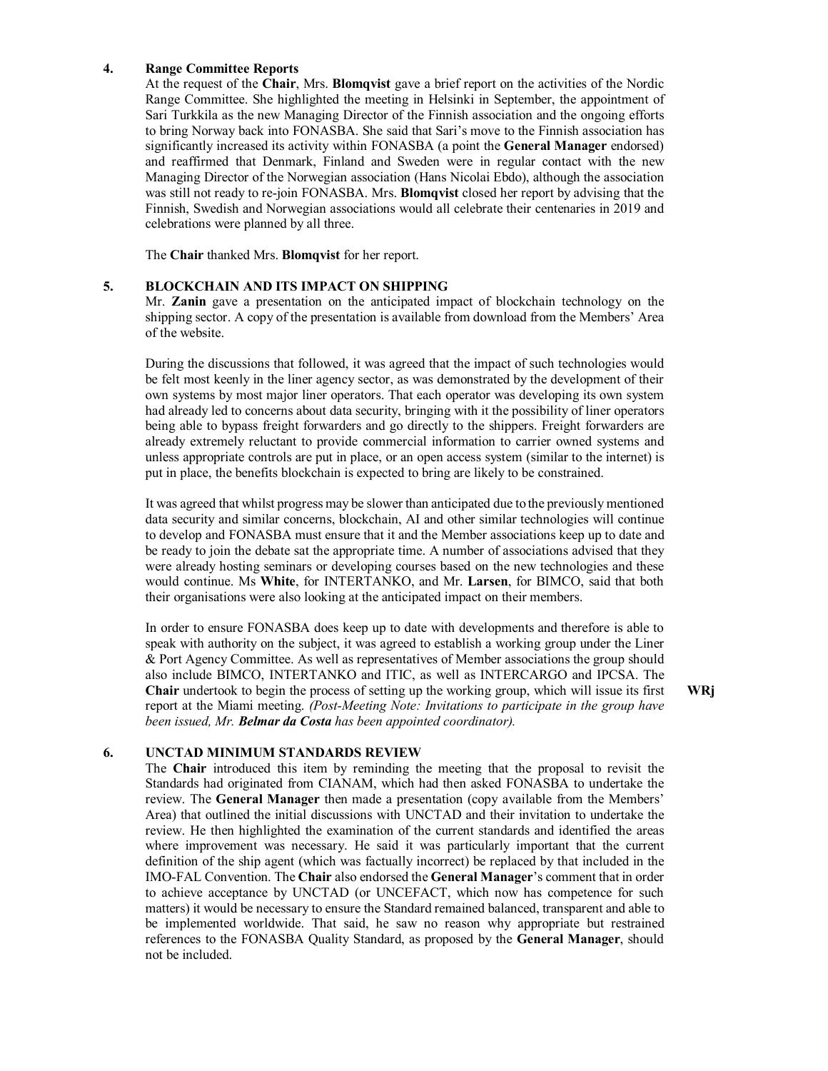## 4. Range Committee Reports

At the request of the **Chair**, Mrs. **Blomqvist** gave a brief report on the activities of the Nordic Range Committee. She highlighted the meeting in Helsinki in September, the appointment of Sari Turkkila as the new Managing Director of the Finnish association and the ongoing efforts to bring Norway back into FONASBA. She said that Sari's move to the Finnish association has significantly increased its activity within FONASBA (a point the **General Manager** endorsed) and reaffirmed that Denmark, Finland and Sweden were in regular contact with the new Managing Director of the Norwegian association (Hans Nicolai Ebdo), although the association was still not ready to re-join FONASBA. Mrs. **Blomqvist** closed her report by advising that the Finnish, Swedish and Norwegian associations would all celebrate their centenaries in 2019 and celebrations were planned by all three.

The **Chair** thanked Mrs. **Blomqvist** for her report.

## 5. BLOCKCHAIN AND ITS IMPACT ON SHIPPING

Mr. **Zanin** gave a presentation on the anticipated impact of blockchain technology on the shipping sector. A copy of the presentation is available from download from the Members' Area of the website.

During the discussions that followed, it was agreed that the impact of such technologies would be felt most keenly in the liner agency sector, as was demonstrated by the development of their own systems by most major liner operators. That each operator was developing its own system had already led to concerns about data security, bringing with it the possibility of liner operators being able to bypass freight forwarders and go directly to the shippers. Freight forwarders are already extremely reluctant to provide commercial information to carrier owned systems and unless appropriate controls are put in place, or an open access system (similar to the internet) is put in place, the benefits blockchain is expected to bring are likely to be constrained.

It was agreed that whilst progress may be slower than anticipated due to the previously mentioned data security and similar concerns, blockchain, AI and other similar technologies will continue to develop and FONASBA must ensure that it and the Member associations keep up to date and be ready to join the debate sat the appropriate time. A number of associations advised that they were already hosting seminars or developing courses based on the new technologies and these would continue. Ms **White**, for INTERTANKO, and Mr. **Larsen**, for BIMCO, said that both their organisations were also looking at the anticipated impact on their members.

In order to ensure FONASBA does keep up to date with developments and therefore is able to speak with authority on the subject, it was agreed to establish a working group under the Liner & Port Agency Committee. As well as representatives of Member associations the group should also include BIMCO, INTERTANKO and ITIC, as well as INTERCARGO and IPCSA. The **Chair** undertook to begin the process of setting up the working group, which will issue its first report at the Miami meeting. *(Post-Meeting Note: Invitations to participate in the group have been issued, Mr. **Belmar da Costa** has been appointed coordinator).* **WRj**

## 6. UNCTAD MINIMUM STANDARDS REVIEW

The **Chair** introduced this item by reminding the meeting that the proposal to revisit the Standards had originated from CIANAM, which had then asked FONASBA to undertake the review. The **General Manager** then made a presentation (copy available from the Members' Area) that outlined the initial discussions with UNCTAD and their invitation to undertake the review. He then highlighted the examination of the current standards and identified the areas where improvement was necessary. He said it was particularly important that the current definition of the ship agent (which was factually incorrect) be replaced by that included in the IMO-FAL Convention. The **Chair** also endorsed the **General Manager**'s comment that in order to achieve acceptance by UNCTAD (or UNCEFACT, which now has competence for such matters) it would be necessary to ensure the Standard remained balanced, transparent and able to be implemented worldwide. That said, he saw no reason why appropriate but restrained references to the FONASBA Quality Standard, as proposed by the **General Manager**, should not be included.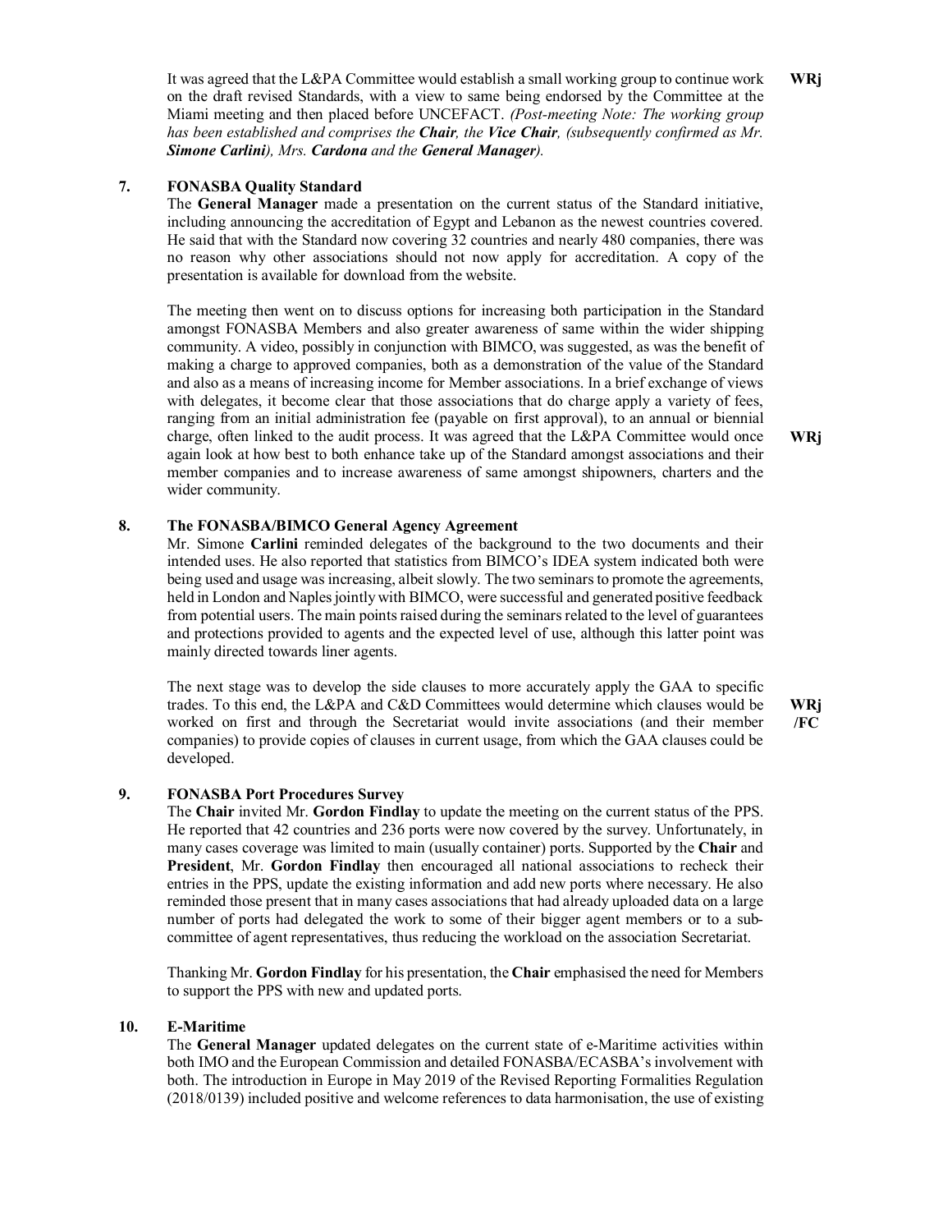It was agreed that the L&PA Committee would establish a small working group to continue work on the draft revised Standards, with a view to same being endorsed by the Committee at the Miami meeting and then placed before UNCEFACT. *(Post-meeting Note: The working group has been established and comprises the **Chair**, the **Vice Chair**, (subsequently confirmed as Mr. **Simone Carlini**), Mrs. **Cardona** and the **General Manager**).* **WRj**

## 7. FONASBA Quality Standard

The **General Manager** made a presentation on the current status of the Standard initiative, including announcing the accreditation of Egypt and Lebanon as the newest countries covered. He said that with the Standard now covering 32 countries and nearly 480 companies, there was no reason why other associations should not now apply for accreditation. A copy of the presentation is available for download from the website.

The meeting then went on to discuss options for increasing both participation in the Standard amongst FONASBA Members and also greater awareness of same within the wider shipping community. A video, possibly in conjunction with BIMCO, was suggested, as was the benefit of making a charge to approved companies, both as a demonstration of the value of the Standard and also as a means of increasing income for Member associations. In a brief exchange of views with delegates, it become clear that those associations that do charge apply a variety of fees, ranging from an initial administration fee (payable on first approval), to an annual or biennial charge, often linked to the audit process. It was agreed that the L&PA Committee would once again look at how best to both enhance take up of the Standard amongst associations and their member companies and to increase awareness of same amongst shipowners, charters and the wider community. **WRj**

## 8. The FONASBA/BIMCO General Agency Agreement

Mr. Simone **Carlini** reminded delegates of the background to the two documents and their intended uses. He also reported that statistics from BIMCO's IDEA system indicated both were being used and usage was increasing, albeit slowly. The two seminars to promote the agreements, held in London and Naples jointly with BIMCO, were successful and generated positive feedback from potential users. The main points raised during the seminars related to the level of guarantees and protections provided to agents and the expected level of use, although this latter point was mainly directed towards liner agents.

The next stage was to develop the side clauses to more accurately apply the GAA to specific trades. To this end, the L&PA and C&D Committees would determine which clauses would be worked on first and through the Secretariat would invite associations (and their member companies) to provide copies of clauses in current usage, from which the GAA clauses could be developed. **WRj/FC**

## 9. FONASBA Port Procedures Survey

The **Chair** invited Mr. **Gordon Findlay** to update the meeting on the current status of the PPS. He reported that 42 countries and 236 ports were now covered by the survey. Unfortunately, in many cases coverage was limited to main (usually container) ports. Supported by the **Chair** and **President**, Mr. **Gordon Findlay** then encouraged all national associations to recheck their entries in the PPS, update the existing information and add new ports where necessary. He also reminded those present that in many cases associations that had already uploaded data on a large number of ports had delegated the work to some of their bigger agent members or to a sub-committee of agent representatives, thus reducing the workload on the association Secretariat.

Thanking Mr. **Gordon Findlay** for his presentation, the **Chair** emphasised the need for Members to support the PPS with new and updated ports.

## 10. E-Maritime

The **General Manager** updated delegates on the current state of e-Maritime activities within both IMO and the European Commission and detailed FONASBA/ECASBA's involvement with both. The introduction in Europe in May 2019 of the Revised Reporting Formalities Regulation (2018/0139) included positive and welcome references to data harmonisation, the use of existing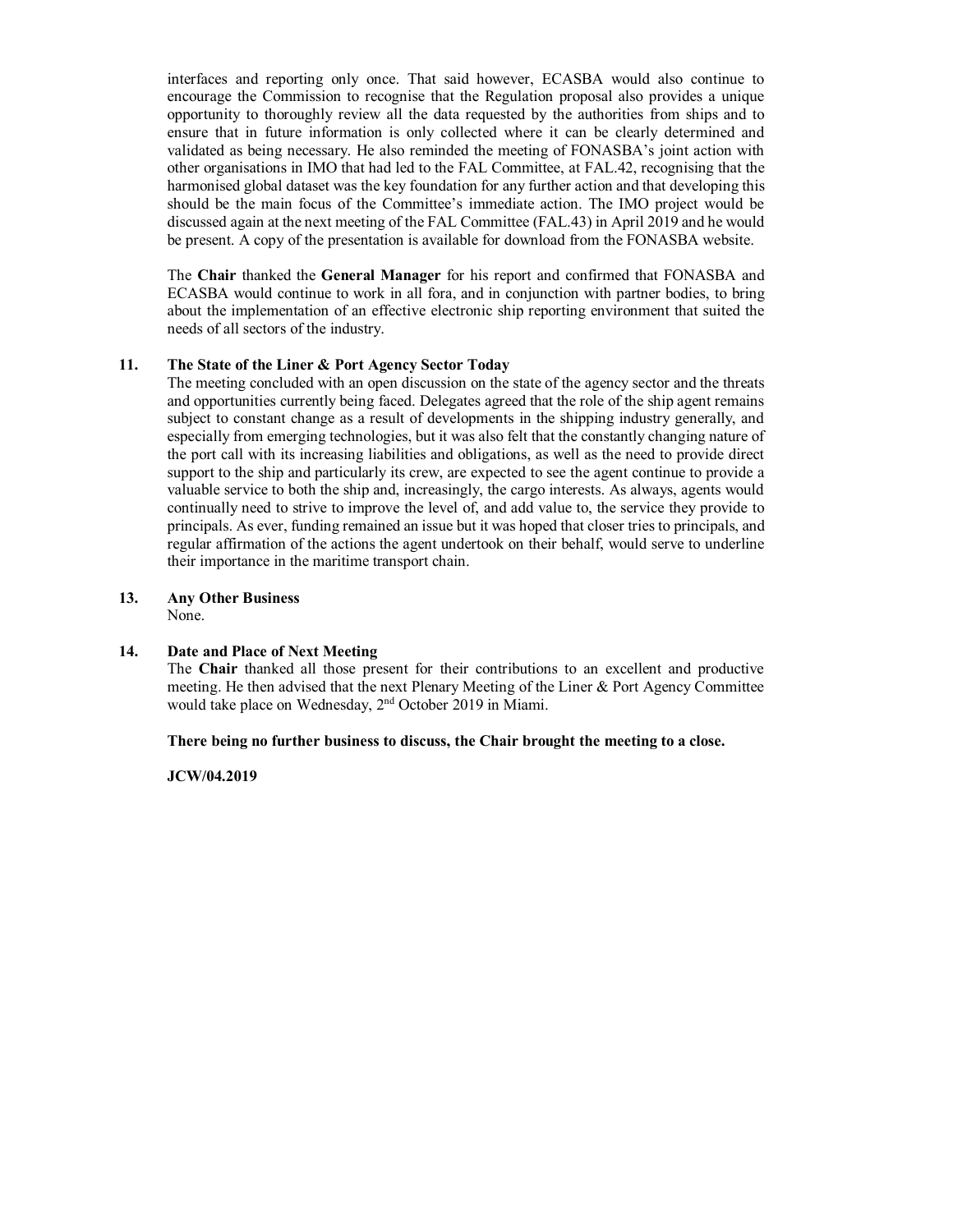interfaces and reporting only once. That said however, ECASBA would also continue to encourage the Commission to recognise that the Regulation proposal also provides a unique opportunity to thoroughly review all the data requested by the authorities from ships and to ensure that in future information is only collected where it can be clearly determined and validated as being necessary. He also reminded the meeting of FONASBA's joint action with other organisations in IMO that had led to the FAL Committee, at FAL.42, recognising that the harmonised global dataset was the key foundation for any further action and that developing this should be the main focus of the Committee's immediate action. The IMO project would be discussed again at the next meeting of the FAL Committee (FAL.43) in April 2019 and he would be present. A copy of the presentation is available for download from the FONASBA website.

The **Chair** thanked the **General Manager** for his report and confirmed that FONASBA and ECASBA would continue to work in all fora, and in conjunction with partner bodies, to bring about the implementation of an effective electronic ship reporting environment that suited the needs of all sectors of the industry.

**11. The State of the Liner & Port Agency Sector Today**

The meeting concluded with an open discussion on the state of the agency sector and the threats and opportunities currently being faced. Delegates agreed that the role of the ship agent remains subject to constant change as a result of developments in the shipping industry generally, and especially from emerging technologies, but it was also felt that the constantly changing nature of the port call with its increasing liabilities and obligations, as well as the need to provide direct support to the ship and particularly its crew, are expected to see the agent continue to provide a valuable service to both the ship and, increasingly, the cargo interests. As always, agents would continually need to strive to improve the level of, and add value to, the service they provide to principals. As ever, funding remained an issue but it was hoped that closer tries to principals, and regular affirmation of the actions the agent undertook on their behalf, would serve to underline their importance in the maritime transport chain.

**13. Any Other Business**

None.

**14. Date and Place of Next Meeting**

The **Chair** thanked all those present for their contributions to an excellent and productive meeting. He then advised that the next Plenary Meeting of the Liner & Port Agency Committee would take place on Wednesday, 2nd October 2019 in Miami.

**There being no further business to discuss, the Chair brought the meeting to a close.**

**JCW/04.2019**